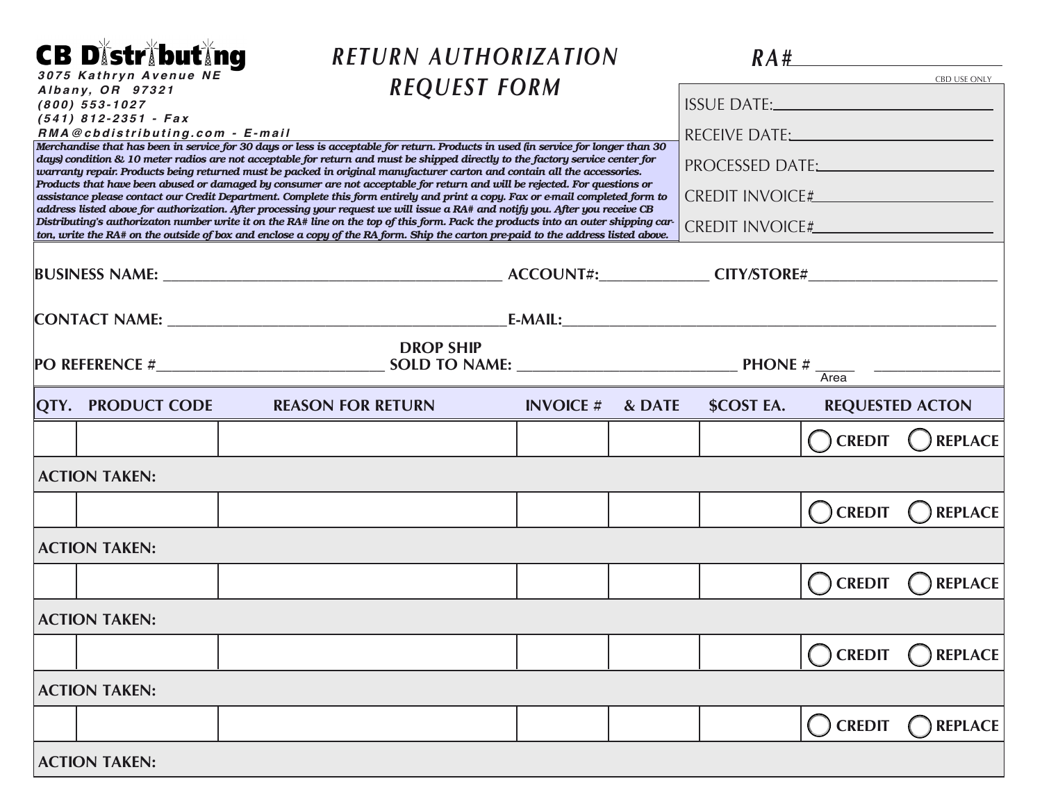# CB Distributing

3075 Kathryn Avenue NE
Albany, OR 97321
(800) 553-1027
(541) 812-2351 - Fax
RMA@cbdistributing.com - E-mail

# RETURN AUTHORIZATION REQUEST FORM

**RA#** ____________________

*Merchandise that has been in service for 30 days or less is acceptable for return. Products in used (in service for longer than 30 days) condition & 10 meter radios are not acceptable for return and must be shipped directly to the factory service center for warranty repair. Products being returned must be packed in original manufacturer carton and contain all the accessories. Products that have been abused or damaged by consumer are not acceptable for return and will be rejected. For questions or assistance please contact our Credit Department. Complete this form entirely and print a copy. Fax or e-mail completed form to address listed above for authorization. After processing your request we will issue a RA# and notify you. After you receive CB Distributing's authorizaton number write it on the RA# line on the top of this form. Pack the products into an outer shipping carton, write the RA# on the outside of box and enclose a copy of the RA form. Ship the carton pre-paid to the address listed above.*

CBD USE ONLY

ISSUE DATE: ____________________

RECEIVE DATE: ____________________

PROCESSED DATE: ____________________

CREDIT INVOICE# ____________________

CREDIT INVOICE# ____________________

**BUSINESS NAME:** ____________________ **ACCOUNT#:** __________ **CITY/STORE#** ____________________

**CONTACT NAME:** ____________________ **E-MAIL:** ____________________

**PO REFERENCE #** ____________________ **DROP SHIP SOLD TO NAME:** ____________________ **PHONE #** _____ (Area) ____________

| QTY. | PRODUCT CODE | REASON FOR RETURN | INVOICE # | & DATE | $COST EA. | REQUESTED ACTON |
|---|---|---|---|---|---|---|
| | | | | | | ◯ CREDIT ◯ REPLACE |
| **ACTION TAKEN:** | | | | | | |
| | | | | | | ◯ CREDIT ◯ REPLACE |
| **ACTION TAKEN:** | | | | | | |
| | | | | | | ◯ CREDIT ◯ REPLACE |
| **ACTION TAKEN:** | | | | | | |
| | | | | | | ◯ CREDIT ◯ REPLACE |
| **ACTION TAKEN:** | | | | | | |
| | | | | | | ◯ CREDIT ◯ REPLACE |
| **ACTION TAKEN:** | | | | | | |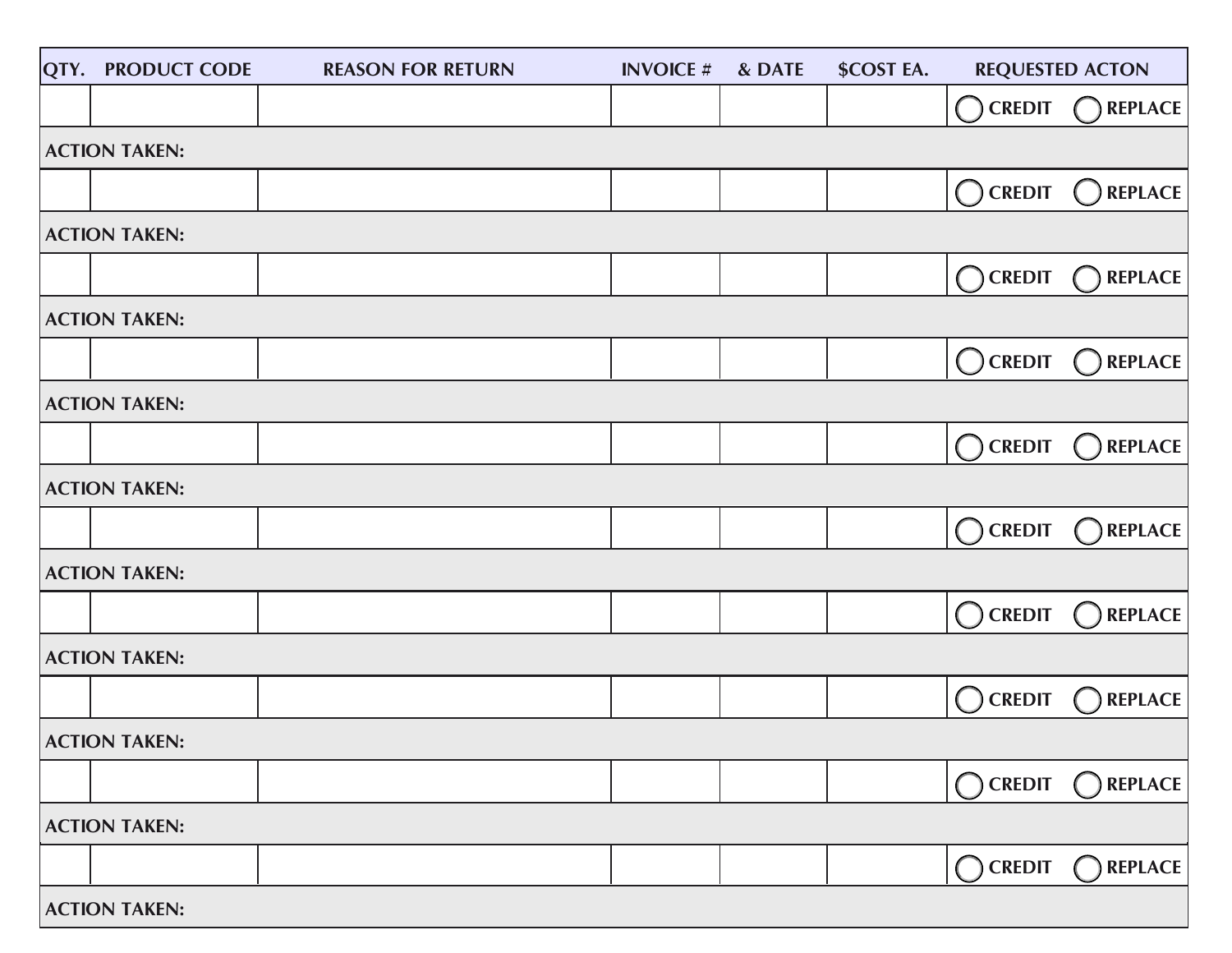| QTY. | PRODUCT CODE | REASON FOR RETURN | INVOICE # | & DATE | $COST EA. | REQUESTED ACTON |
|---|---|---|---|---|---|---|
| | | | | | | ◯ CREDIT ◯ REPLACE |
| ACTION TAKEN: | | | | | | |
| | | | | | | ◯ CREDIT ◯ REPLACE |
| ACTION TAKEN: | | | | | | |
| | | | | | | ◯ CREDIT ◯ REPLACE |
| ACTION TAKEN: | | | | | | |
| | | | | | | ◯ CREDIT ◯ REPLACE |
| ACTION TAKEN: | | | | | | |
| | | | | | | ◯ CREDIT ◯ REPLACE |
| ACTION TAKEN: | | | | | | |
| | | | | | | ◯ CREDIT ◯ REPLACE |
| ACTION TAKEN: | | | | | | |
| | | | | | | ◯ CREDIT ◯ REPLACE |
| ACTION TAKEN: | | | | | | |
| | | | | | | ◯ CREDIT ◯ REPLACE |
| ACTION TAKEN: | | | | | | |
| | | | | | | ◯ CREDIT ◯ REPLACE |
| ACTION TAKEN: | | | | | | |
| | | | | | | ◯ CREDIT ◯ REPLACE |
| ACTION TAKEN: | | | | | | |